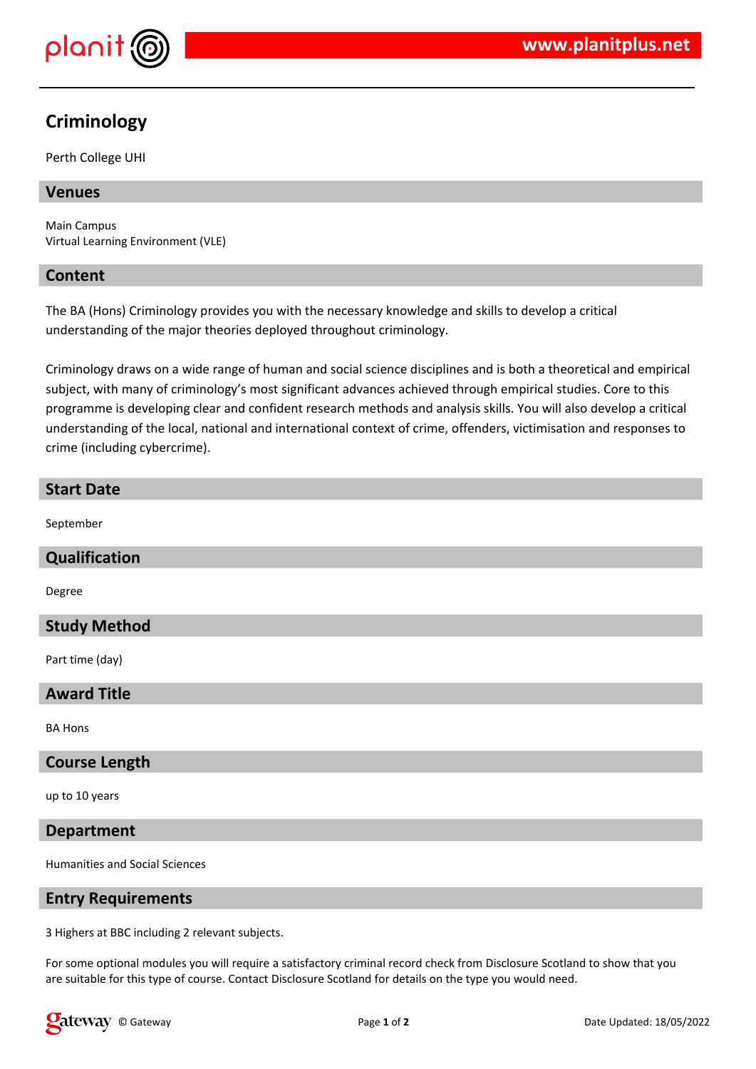# Criminology

Perth College UHI

## Venues

Main Campus
Virtual Learning Environment (VLE)

## Content

The BA (Hons) Criminology provides you with the necessary knowledge and skills to develop a critical understanding of the major theories deployed throughout criminology.

Criminology draws on a wide range of human and social science disciplines and is both a theoretical and empirical subject, with many of criminology's most significant advances achieved through empirical studies. Core to this programme is developing clear and confident research methods and analysis skills. You will also develop a critical understanding of the local, national and international context of crime, offenders, victimisation and responses to crime (including cybercrime).

## Start Date

September

## Qualification

Degree

## Study Method

Part time (day)

## Award Title

BA Hons

## Course Length

up to 10 years

## Department

Humanities and Social Sciences

## Entry Requirements

3 Highers at BBC including 2 relevant subjects.

For some optional modules you will require a satisfactory criminal record check from Disclosure Scotland to show that you are suitable for this type of course. Contact Disclosure Scotland for details on the type you would need.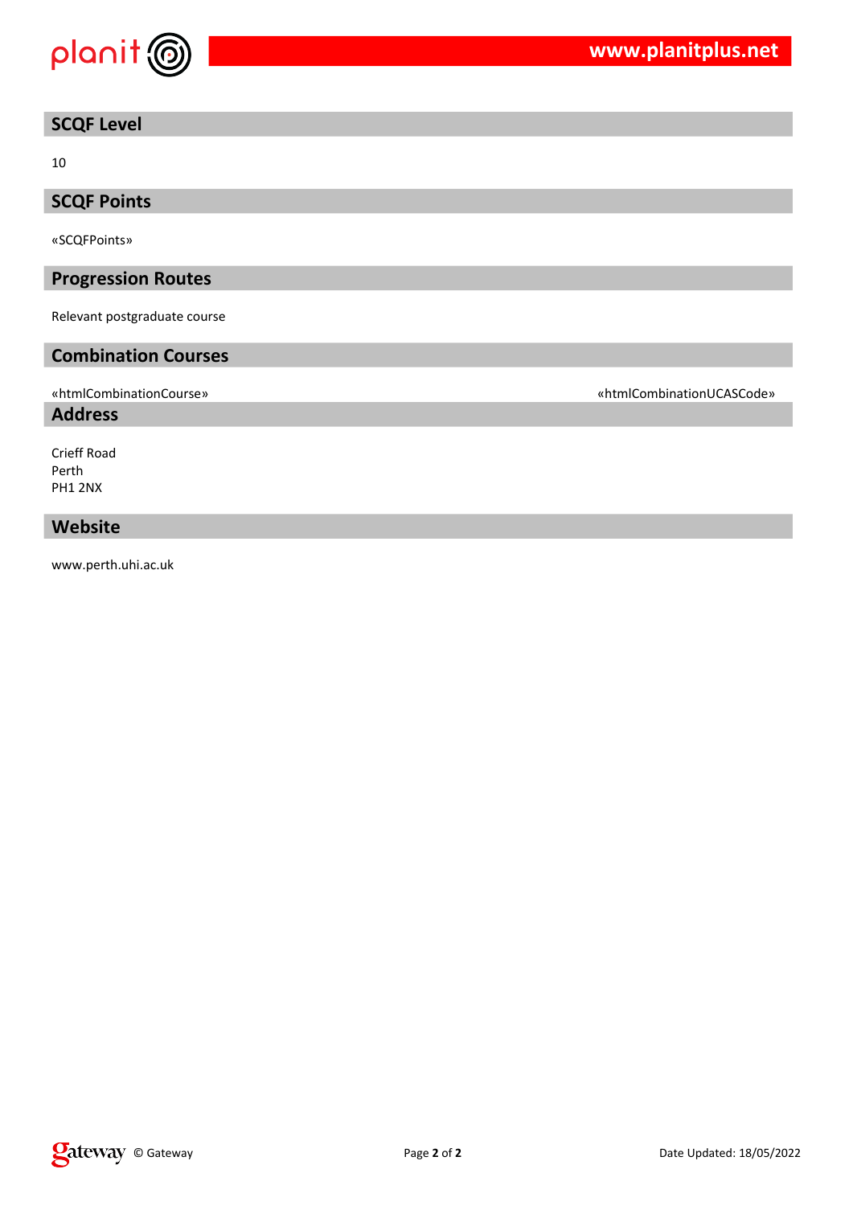## SCQF Level

10

## SCQF Points

«SCQFPoints»

## Progression Routes

Relevant postgraduate course

## Combination Courses

«htmlCombinationCourse» «htmlCombinationUCASCode»

## Address

Crieff Road
Perth
PH1 2NX

## Website

www.perth.uhi.ac.uk